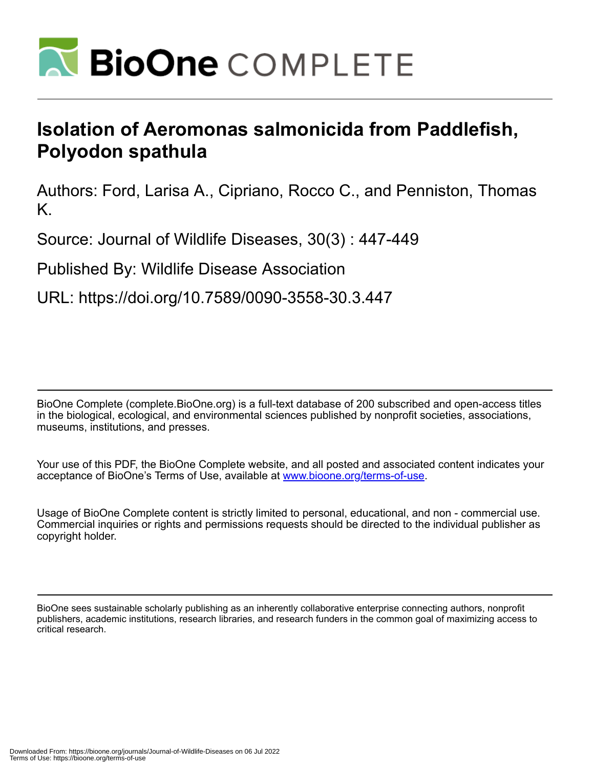# Isolation of Aeromonas salmonicida from Paddlefish, Polyodon spathula

Authors: Ford, Larisa A., Cipriano, Rocco C., and Penniston, Thomas K.

Source: Journal of Wildlife Diseases, 30(3) : 447-449

Published By: Wildlife Disease Association

URL: https://doi.org/10.7589/0090-3558-30.3.447

BioOne Complete (complete.BioOne.org) is a full-text database of 200 subscribed and open-access titles in the biological, ecological, and environmental sciences published by nonprofit societies, associations, museums, institutions, and presses.

Your use of this PDF, the BioOne Complete website, and all posted and associated content indicates your acceptance of BioOne's Terms of Use, available at www.bioone.org/terms-of-use.

Usage of BioOne Complete content is strictly limited to personal, educational, and non - commercial use. Commercial inquiries or rights and permissions requests should be directed to the individual publisher as copyright holder.

BioOne sees sustainable scholarly publishing as an inherently collaborative enterprise connecting authors, nonprofit publishers, academic institutions, research libraries, and research funders in the common goal of maximizing access to critical research.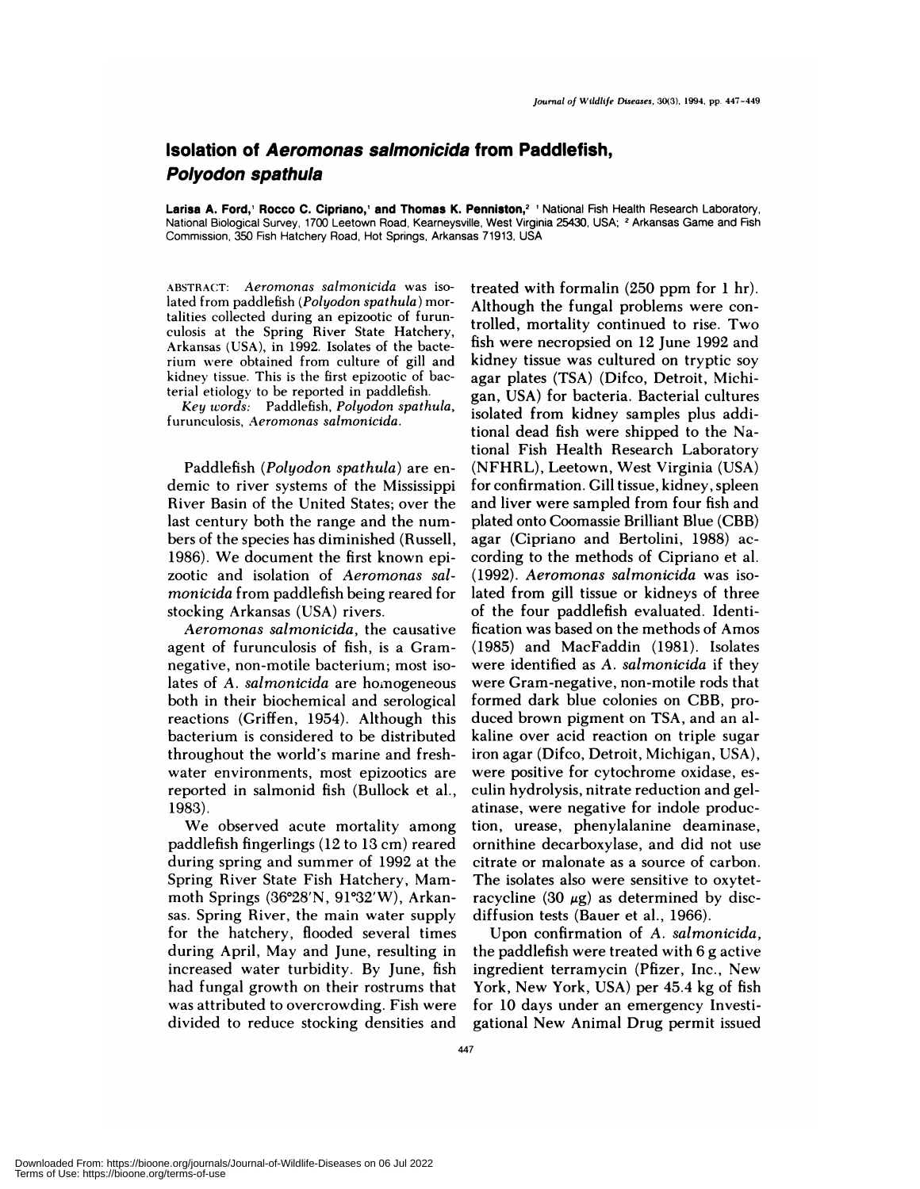# Isolation of *Aeromonas salmonicida* from Paddlefish, *Polyodon spathula*

**Larisa A. Ford,[1] Rocco C. Cipriano,[1] and Thomas K. Penniston,[2]** [1] National Fish Health Research Laboratory, National Biological Survey, 1700 Leetown Road, Kearneysville, West Virginia 25430, USA; [2] Arkansas Game and Fish Commission, 350 Fish Hatchery Road, Hot Springs, Arkansas 71913, USA

ABSTRACT: *Aeromonas salmonicida* was isolated from paddlefish (*Polyodon spathula*) mortalities collected during an epizootic of furunculosis at the Spring River State Hatchery, Arkansas (USA), in 1992. Isolates of the bacterium were obtained from culture of gill and kidney tissue. This is the first epizootic of bacterial etiology to be reported in paddlefish.

*Key words:* Paddlefish, *Polyodon spathula*, furunculosis, *Aeromonas salmonicida*.

Paddlefish (*Polyodon spathula*) are endemic to river systems of the Mississippi River Basin of the United States; over the last century both the range and the numbers of the species has diminished (Russell, 1986). We document the first known epizootic and isolation of *Aeromonas salmonicida* from paddlefish being reared for stocking Arkansas (USA) rivers.

*Aeromonas salmonicida*, the causative agent of furunculosis of fish, is a Gram-negative, non-motile bacterium; most isolates of *A. salmonicida* are homogeneous both in their biochemical and serological reactions (Griffen, 1954). Although this bacterium is considered to be distributed throughout the world's marine and freshwater environments, most epizootics are reported in salmonid fish (Bullock et al., 1983).

We observed acute mortality among paddlefish fingerlings (12 to 13 cm) reared during spring and summer of 1992 at the Spring River State Fish Hatchery, Mammoth Springs (36°28′N, 91°32′W), Arkansas. Spring River, the main water supply for the hatchery, flooded several times during April, May and June, resulting in increased water turbidity. By June, fish had fungal growth on their rostrums that was attributed to overcrowding. Fish were divided to reduce stocking densities and treated with formalin (250 ppm for 1 hr). Although the fungal problems were controlled, mortality continued to rise. Two fish were necropsied on 12 June 1992 and kidney tissue was cultured on tryptic soy agar plates (TSA) (Difco, Detroit, Michigan, USA) for bacteria. Bacterial cultures isolated from kidney samples plus additional dead fish were shipped to the National Fish Health Research Laboratory (NFHRL), Leetown, West Virginia (USA) for confirmation. Gill tissue, kidney, spleen and liver were sampled from four fish and plated onto Coomassie Brilliant Blue (CBB) agar (Cipriano and Bertolini, 1988) according to the methods of Cipriano et al. (1992). *Aeromonas salmonicida* was isolated from gill tissue or kidneys of three of the four paddlefish evaluated. Identification was based on the methods of Amos (1985) and MacFaddin (1981). Isolates were identified as *A. salmonicida* if they were Gram-negative, non-motile rods that formed dark blue colonies on CBB, produced brown pigment on TSA, and an alkaline over acid reaction on triple sugar iron agar (Difco, Detroit, Michigan, USA), were positive for cytochrome oxidase, esculin hydrolysis, nitrate reduction and gelatinase, were negative for indole production, urease, phenylalanine deaminase, ornithine decarboxylase, and did not use citrate or malonate as a source of carbon. The isolates also were sensitive to oxytetracycline (30 $\mu$g) as determined by disc-diffusion tests (Bauer et al., 1966).

Upon confirmation of *A. salmonicida*, the paddlefish were treated with 6 g active ingredient terramycin (Pfizer, Inc., New York, New York, USA) per 45.4 kg of fish for 10 days under an emergency Investigational New Animal Drug permit issued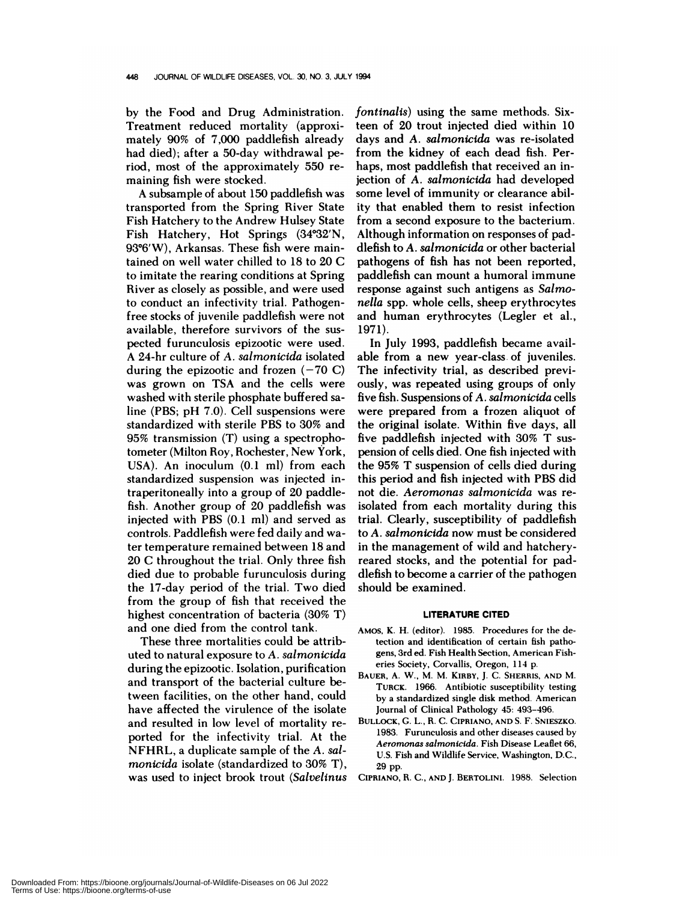by the Food and Drug Administration. Treatment reduced mortality (approximately 90% of 7,000 paddlefish already had died); after a 50-day withdrawal period, most of the approximately 550 remaining fish were stocked.

A subsample of about 150 paddlefish was transported from the Spring River State Fish Hatchery to the Andrew Hulsey State Fish Hatchery, Hot Springs (34°32′N, 93°6′W), Arkansas. These fish were maintained on well water chilled to 18 to 20 C to imitate the rearing conditions at Spring River as closely as possible, and were used to conduct an infectivity trial. Pathogen-free stocks of juvenile paddlefish were not available, therefore survivors of the suspected furunculosis epizootic were used. A 24-hr culture of *A. salmonicida* isolated during the epizootic and frozen (−70 C) was grown on TSA and the cells were washed with sterile phosphate buffered saline (PBS; pH 7.0). Cell suspensions were standardized with sterile PBS to 30% and 95% transmission (T) using a spectrophotometer (Milton Roy, Rochester, New York, USA). An inoculum (0.1 ml) from each standardized suspension was injected intraperitoneally into a group of 20 paddlefish. Another group of 20 paddlefish was injected with PBS (0.1 ml) and served as controls. Paddlefish were fed daily and water temperature remained between 18 and 20 C throughout the trial. Only three fish died due to probable furunculosis during the 17-day period of the trial. Two died from the group of fish that received the highest concentration of bacteria (30% T) and one died from the control tank.

These three mortalities could be attributed to natural exposure to *A. salmonicida* during the epizootic. Isolation, purification and transport of the bacterial culture between facilities, on the other hand, could have affected the virulence of the isolate and resulted in low level of mortality reported for the infectivity trial. At the NFHRL, a duplicate sample of the *A. salmonicida* isolate (standardized to 30% T), was used to inject brook trout (*Salvelinus fontinalis*) using the same methods. Sixteen of 20 trout injected died within 10 days and *A. salmonicida* was re-isolated from the kidney of each dead fish. Perhaps, most paddlefish that received an injection of *A. salmonicida* had developed some level of immunity or clearance ability that enabled them to resist infection from a second exposure to the bacterium. Although information on responses of paddlefish to *A. salmonicida* or other bacterial pathogens of fish has not been reported, paddlefish can mount a humoral immune response against such antigens as *Salmonella* spp. whole cells, sheep erythrocytes and human erythrocytes (Legler et al., 1971).

In July 1993, paddlefish became available from a new year-class of juveniles. The infectivity trial, as described previously, was repeated using groups of only five fish. Suspensions of *A. salmonicida* cells were prepared from a frozen aliquot of the original isolate. Within five days, all five paddlefish injected with 30% T suspension of cells died. One fish injected with the 95% T suspension of cells died during this period and fish injected with PBS did not die. *Aeromonas salmonicida* was re-isolated from each mortality during this trial. Clearly, susceptibility of paddlefish to *A. salmonicida* now must be considered in the management of wild and hatchery-reared stocks, and the potential for paddlefish to become a carrier of the pathogen should be examined.

## LITERATURE CITED

AMOS, K. H. (editor). 1985. Procedures for the detection and identification of certain fish pathogens, 3rd ed. Fish Health Section, American Fisheries Society, Corvallis, Oregon, 114 p.

BAUER, A. W., M. M. KIRBY, J. C. SHERRIS, AND M. TURCK. 1966. Antibiotic susceptibility testing by a standardized single disk method. American Journal of Clinical Pathology 45: 493–496.

BULLOCK, G. L., R. C. CIPRIANO, AND S. F. SNIESZKO. 1983. Furunculosis and other diseases caused by *Aeromonas salmonicida*. Fish Disease Leaflet 66, U.S. Fish and Wildlife Service, Washington, D.C., 29 pp.

CIPRIANO, R. C., AND J. BERTOLINI. 1988. Selection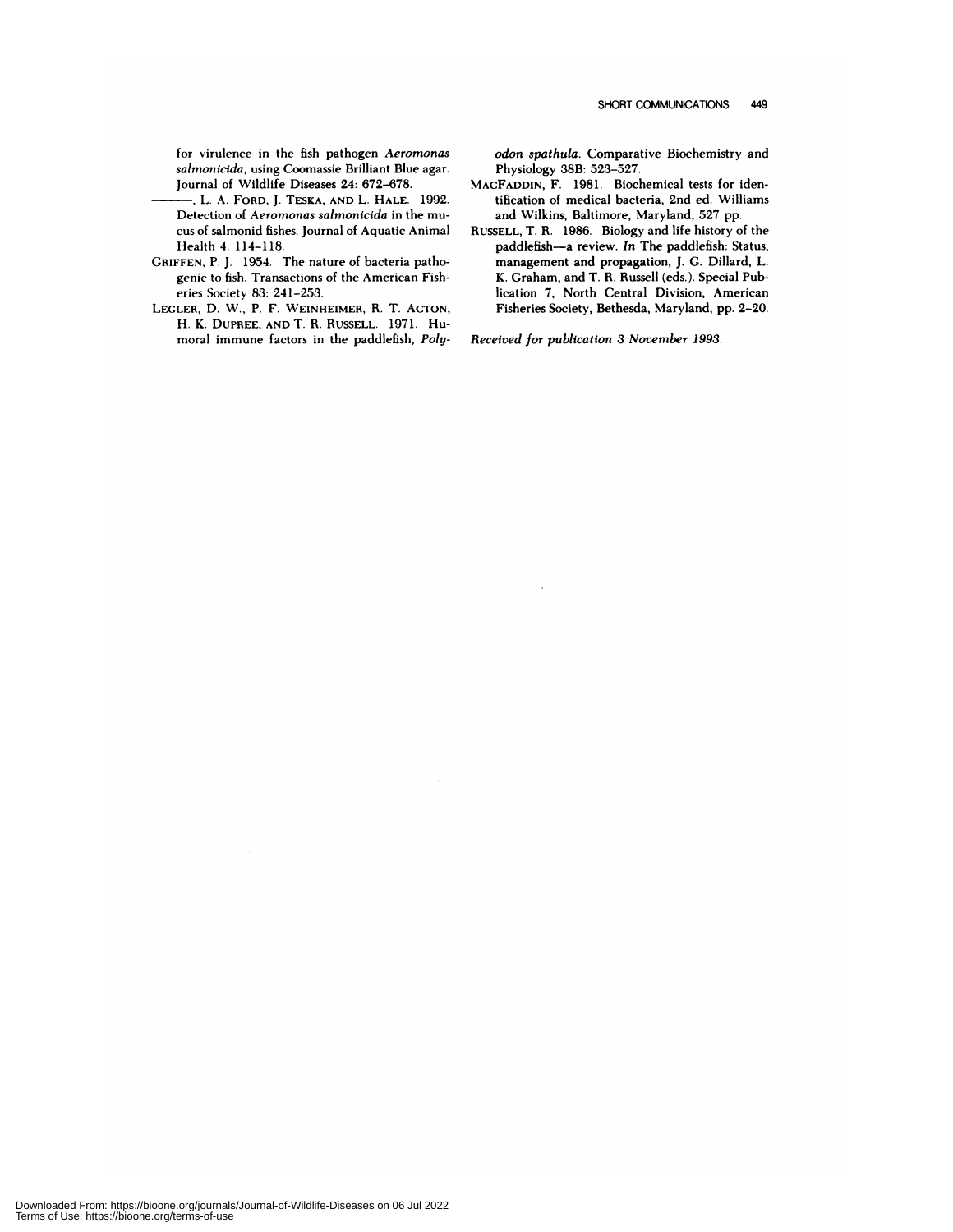for virulence in the fish pathogen *Aeromonas salmonicida*, using Coomassie Brilliant Blue agar. Journal of Wildlife Diseases 24: 672–678.

———, L. A. FORD, J. TESKA, AND L. HALE. 1992. Detection of *Aeromonas salmonicida* in the mucus of salmonid fishes. Journal of Aquatic Animal Health 4: 114–118.

GRIFFEN, P. J. 1954. The nature of bacteria pathogenic to fish. Transactions of the American Fisheries Society 83: 241–253.

LEGLER, D. W., P. F. WEINHEIMER, R. T. ACTON, H. K. DUPREE, AND T. R. RUSSELL. 1971. Humoral immune factors in the paddlefish, *Polyodon spathula*. Comparative Biochemistry and Physiology 38B: 523–527.

MACFADDIN, F. 1981. Biochemical tests for identification of medical bacteria, 2nd ed. Williams and Wilkins, Baltimore, Maryland, 527 pp.

RUSSELL, T. R. 1986. Biology and life history of the paddlefish—a review. *In* The paddlefish: Status, management and propagation, J. G. Dillard, L. K. Graham, and T. R. Russell (eds.). Special Publication 7, North Central Division, American Fisheries Society, Bethesda, Maryland, pp. 2–20.

*Received for publication 3 November 1993.*